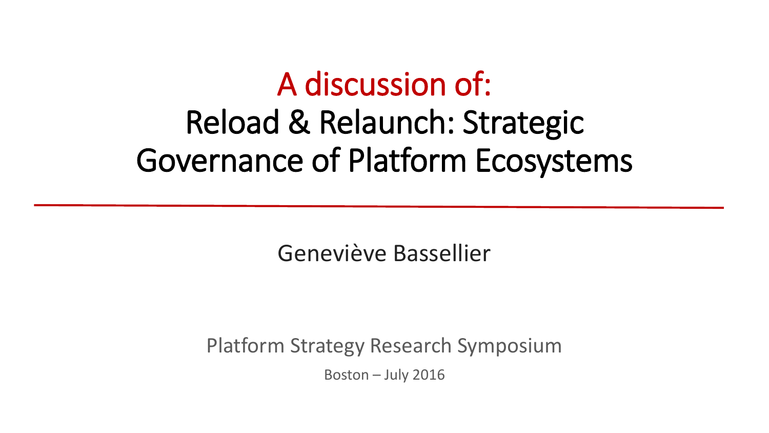# A discussion of: Reload & Relaunch: Strategic Governance of Platform Ecosystems

Geneviève Bassellier

Platform Strategy Research Symposium

Boston – July 2016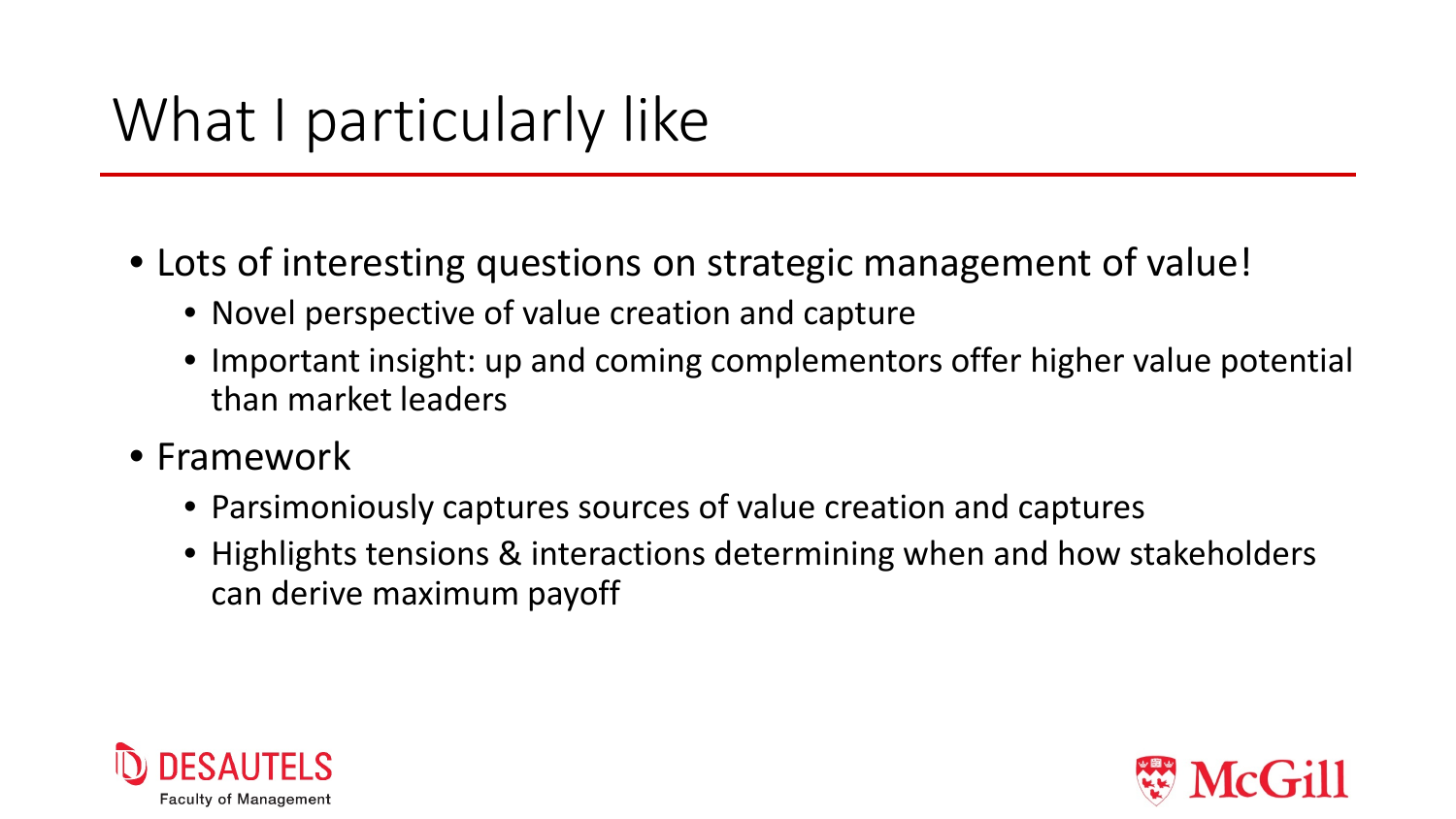# What I particularly like

- Lots of interesting questions on strategic management of value!
  - Novel perspective of value creation and capture
  - Important insight: up and coming complementors offer higher value potential than market leaders
- Framework
  - Parsimoniously captures sources of value creation and captures
  - Highlights tensions & interactions determining when and how stakeholders can derive maximum payoff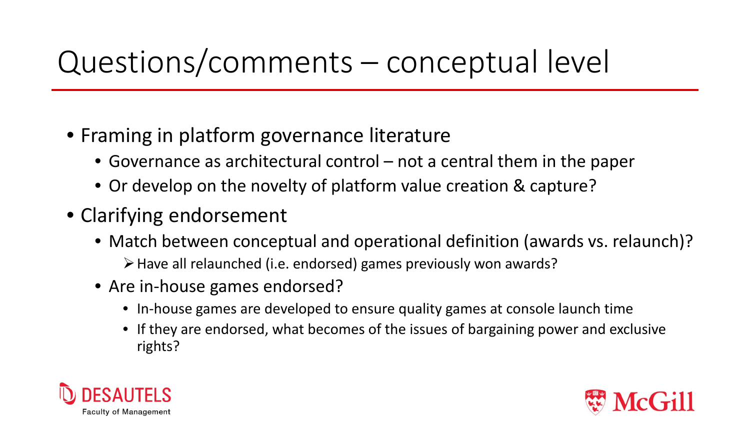# Questions/comments – conceptual level

- Framing in platform governance literature
  - Governance as architectural control – not a central them in the paper
  - Or develop on the novelty of platform value creation & capture?
- Clarifying endorsement
  - Match between conceptual and operational definition (awards vs. relaunch)?
    - ➢ Have all relaunched (i.e. endorsed) games previously won awards?
  - Are in-house games endorsed?
    - In-house games are developed to ensure quality games at console launch time
    - If they are endorsed, what becomes of the issues of bargaining power and exclusive rights?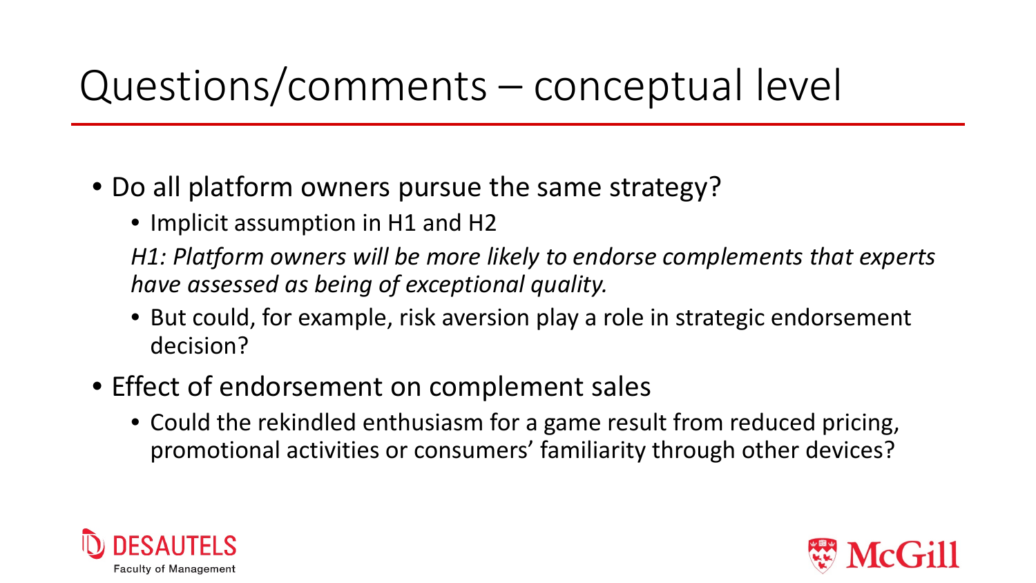# Questions/comments – conceptual level

- Do all platform owners pursue the same strategy?
  - Implicit assumption in H1 and H2

  *H1: Platform owners will be more likely to endorse complements that experts have assessed as being of exceptional quality.*

  - But could, for example, risk aversion play a role in strategic endorsement decision?
- Effect of endorsement on complement sales
  - Could the rekindled enthusiasm for a game result from reduced pricing, promotional activities or consumers' familiarity through other devices?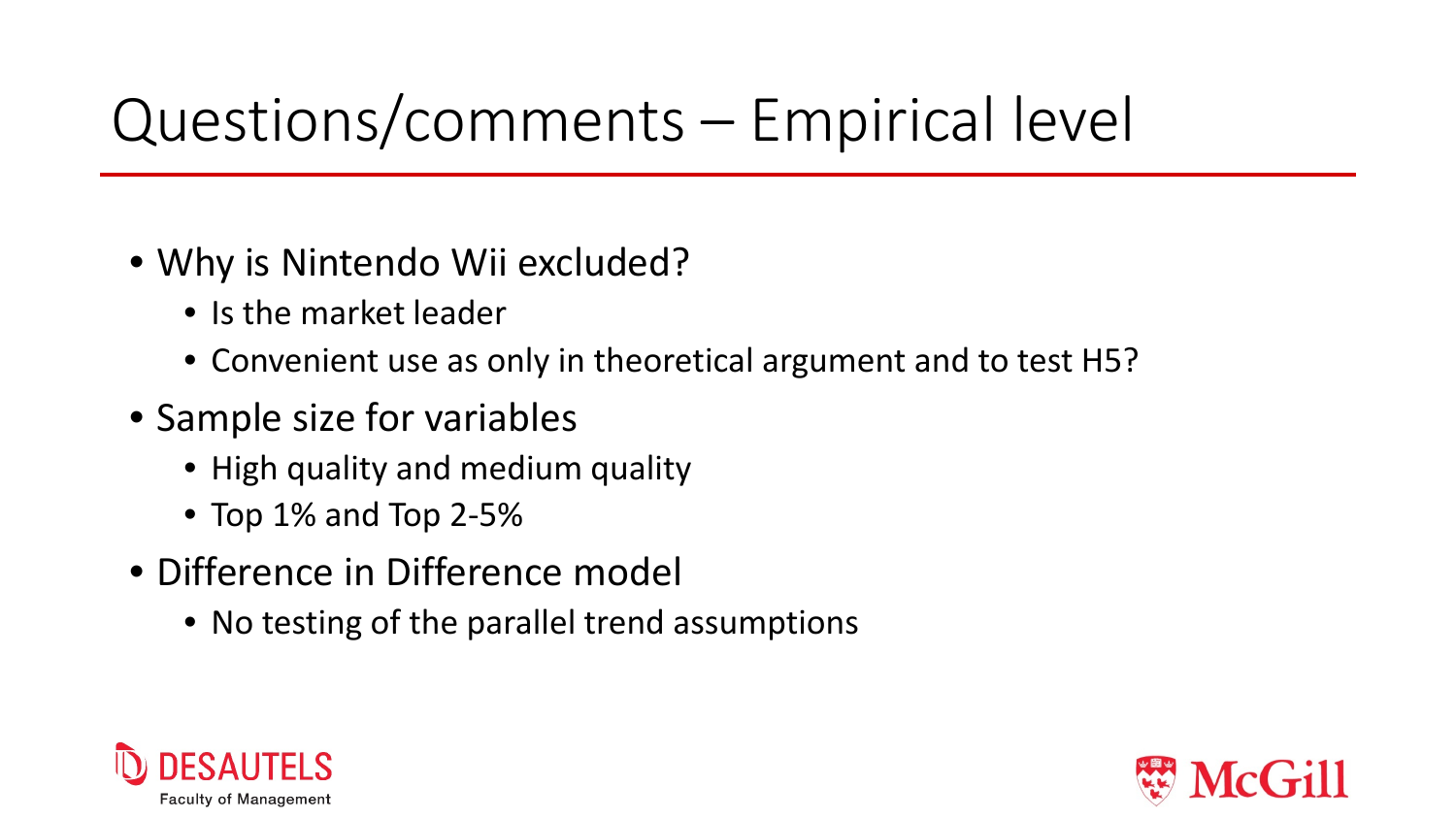# Questions/comments – Empirical level

- Why is Nintendo Wii excluded?
  - Is the market leader
  - Convenient use as only in theoretical argument and to test H5?
- Sample size for variables
  - High quality and medium quality
  - Top 1% and Top 2-5%
- Difference in Difference model
  - No testing of the parallel trend assumptions